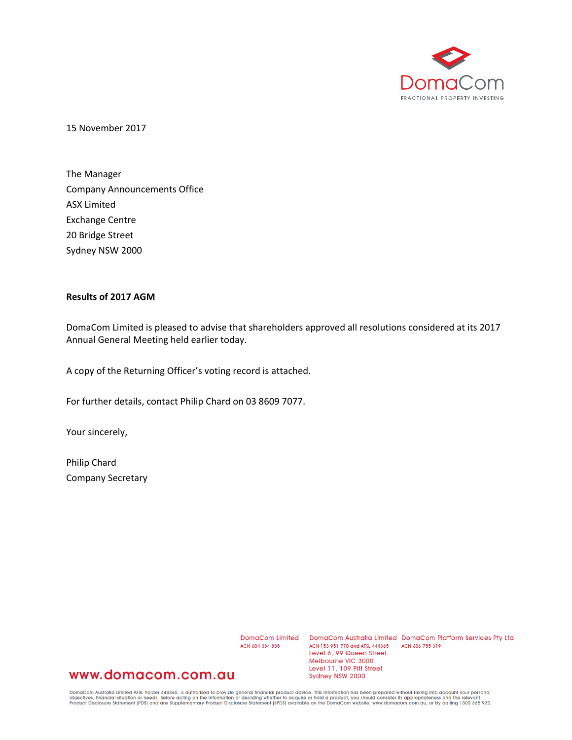DomaCom

FRACTIONAL PROPERTY INVESTING

15 November 2017

The Manager
Company Announcements Office
ASX Limited
Exchange Centre
20 Bridge Street
Sydney NSW 2000

**Results of 2017 AGM**

DomaCom Limited is pleased to advise that shareholders approved all resolutions considered at its 2017 Annual General Meeting held earlier today.

A copy of the Returning Officer's voting record is attached.

For further details, contact Philip Chard on 03 8609 7077.

Your sincerely,

Philip Chard
Company Secretary

DomaCom Limited
ACN 604 384 885

DomaCom Australia Limited
ACN 153 951 770 and AFSL 444365
Level 6, 99 Queen Street
Melbourne VIC 3000
Level 11, 109 Pitt Street
Sydney NSW 2000

DomaCom Platform Services Pty Ltd
ACN 606 755 319

www.domacom.com.au

DomaCom Australia Limited AFSL holder 444365, is authorised to provide general financial product advice. This information has been prepared without taking into account your personal objectives, financial situation or needs. Before acting on the information or deciding whether to acquire or hold a product, you should consider its appropriateness and the relevant Product Disclosure Statement (PDS) and any Supplementary Product Disclosure Statement (SPDS) available on the DomaCom website, www.domacom.com.au, or by calling 1300 365 930.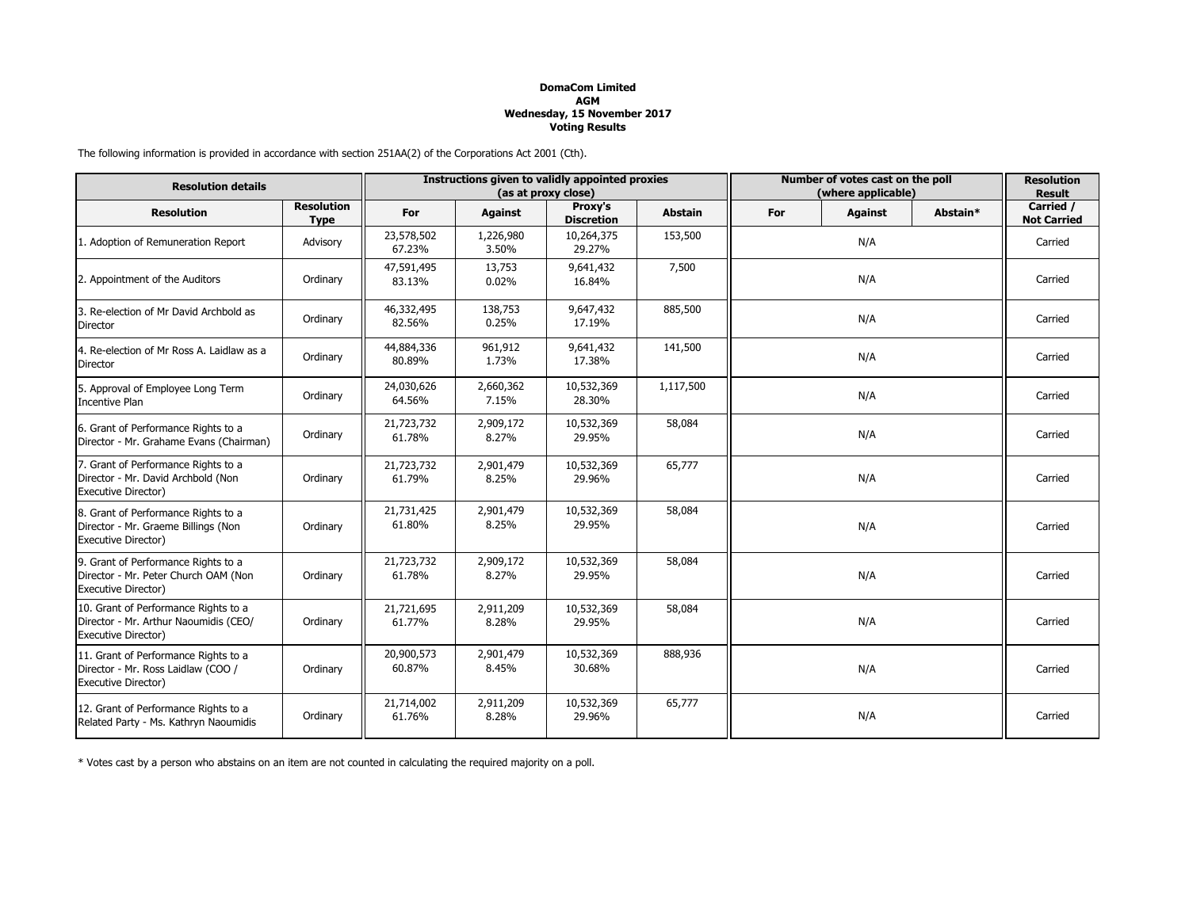**DomaCom Limited**
**AGM**
**Wednesday, 15 November 2017**
**Voting Results**

The following information is provided in accordance with section 251AA(2) of the Corporations Act 2001 (Cth).

| Resolution details | | Instructions given to validly appointed proxies (as at proxy close) | | | | Number of votes cast on the poll (where applicable) | | | Resolution Result |
|---|---|---|---|---|---|---|---|---|---|
| Resolution | Resolution Type | For | Against | Proxy's Discretion | Abstain | For | Against | Abstain* | Carried / Not Carried |
| 1. Adoption of Remuneration Report | Advisory | 23,578,502 67.23% | 1,226,980 3.50% | 10,264,375 29.27% | 153,500 | N/A | | | Carried |
| 2. Appointment of the Auditors | Ordinary | 47,591,495 83.13% | 13,753 0.02% | 9,641,432 16.84% | 7,500 | N/A | | | Carried |
| 3. Re-election of Mr David Archbold as Director | Ordinary | 46,332,495 82.56% | 138,753 0.25% | 9,647,432 17.19% | 885,500 | N/A | | | Carried |
| 4. Re-election of Mr Ross A. Laidlaw as a Director | Ordinary | 44,884,336 80.89% | 961,912 1.73% | 9,641,432 17.38% | 141,500 | N/A | | | Carried |
| 5. Approval of Employee Long Term Incentive Plan | Ordinary | 24,030,626 64.56% | 2,660,362 7.15% | 10,532,369 28.30% | 1,117,500 | N/A | | | Carried |
| 6. Grant of Performance Rights to a Director - Mr. Grahame Evans (Chairman) | Ordinary | 21,723,732 61.78% | 2,909,172 8.27% | 10,532,369 29.95% | 58,084 | N/A | | | Carried |
| 7. Grant of Performance Rights to a Director - Mr. David Archbold (Non Executive Director) | Ordinary | 21,723,732 61.79% | 2,901,479 8.25% | 10,532,369 29.96% | 65,777 | N/A | | | Carried |
| 8. Grant of Performance Rights to a Director - Mr. Graeme Billings (Non Executive Director) | Ordinary | 21,731,425 61.80% | 2,901,479 8.25% | 10,532,369 29.95% | 58,084 | N/A | | | Carried |
| 9. Grant of Performance Rights to a Director - Mr. Peter Church OAM (Non Executive Director) | Ordinary | 21,723,732 61.78% | 2,909,172 8.27% | 10,532,369 29.95% | 58,084 | N/A | | | Carried |
| 10. Grant of Performance Rights to a Director - Mr. Arthur Naoumidis (CEO/ Executive Director) | Ordinary | 21,721,695 61.77% | 2,911,209 8.28% | 10,532,369 29.95% | 58,084 | N/A | | | Carried |
| 11. Grant of Performance Rights to a Director - Mr. Ross Laidlaw (COO / Executive Director) | Ordinary | 20,900,573 60.87% | 2,901,479 8.45% | 10,532,369 30.68% | 888,936 | N/A | | | Carried |
| 12. Grant of Performance Rights to a Related Party - Ms. Kathryn Naoumidis | Ordinary | 21,714,002 61.76% | 2,911,209 8.28% | 10,532,369 29.96% | 65,777 | N/A | | | Carried |

* Votes cast by a person who abstains on an item are not counted in calculating the required majority on a poll.